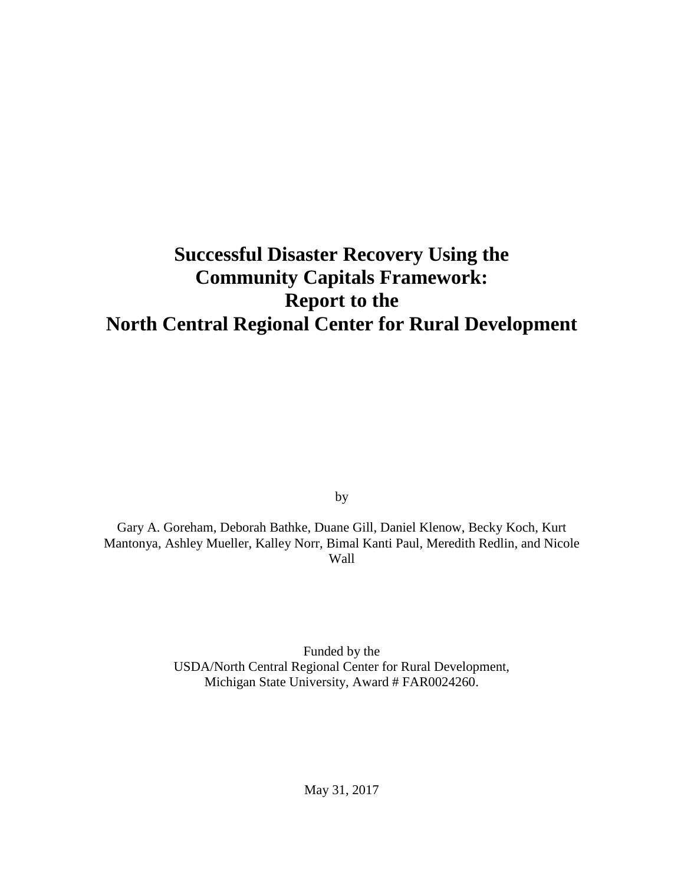# Successful Disaster Recovery Using the Community Capitals Framework: Report to the North Central Regional Center for Rural Development

by

Gary A. Goreham, Deborah Bathke, Duane Gill, Daniel Klenow, Becky Koch, Kurt Mantonya, Ashley Mueller, Kalley Norr, Bimal Kanti Paul, Meredith Redlin, and Nicole Wall

Funded by the
USDA/North Central Regional Center for Rural Development,
Michigan State University, Award # FAR0024260.

May 31, 2017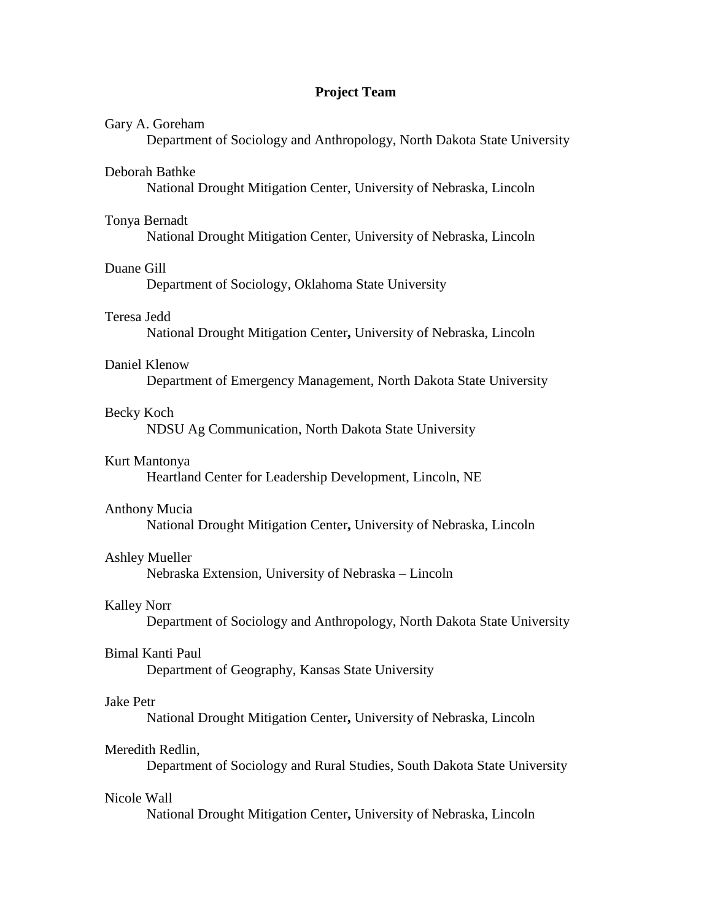# Project Team

Gary A. Goreham
Department of Sociology and Anthropology, North Dakota State University

Deborah Bathke
National Drought Mitigation Center, University of Nebraska, Lincoln

Tonya Bernadt
National Drought Mitigation Center, University of Nebraska, Lincoln

Duane Gill
Department of Sociology, Oklahoma State University

Teresa Jedd
National Drought Mitigation Center, University of Nebraska, Lincoln

Daniel Klenow
Department of Emergency Management, North Dakota State University

Becky Koch
NDSU Ag Communication, North Dakota State University

Kurt Mantonya
Heartland Center for Leadership Development, Lincoln, NE

Anthony Mucia
National Drought Mitigation Center, University of Nebraska, Lincoln

Ashley Mueller
Nebraska Extension, University of Nebraska – Lincoln

Kalley Norr
Department of Sociology and Anthropology, North Dakota State University

Bimal Kanti Paul
Department of Geography, Kansas State University

Jake Petr
National Drought Mitigation Center, University of Nebraska, Lincoln

Meredith Redlin,
Department of Sociology and Rural Studies, South Dakota State University

Nicole Wall
National Drought Mitigation Center, University of Nebraska, Lincoln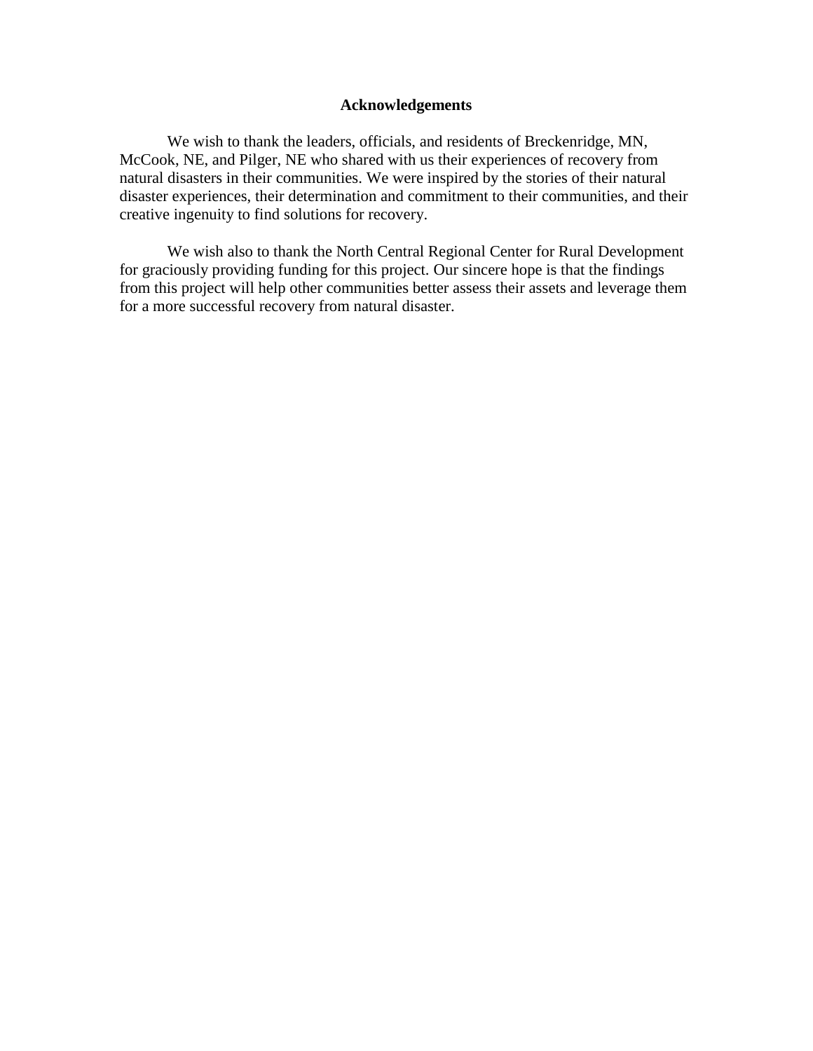# Acknowledgements

We wish to thank the leaders, officials, and residents of Breckenridge, MN, McCook, NE, and Pilger, NE who shared with us their experiences of recovery from natural disasters in their communities. We were inspired by the stories of their natural disaster experiences, their determination and commitment to their communities, and their creative ingenuity to find solutions for recovery.

We wish also to thank the North Central Regional Center for Rural Development for graciously providing funding for this project. Our sincere hope is that the findings from this project will help other communities better assess their assets and leverage them for a more successful recovery from natural disaster.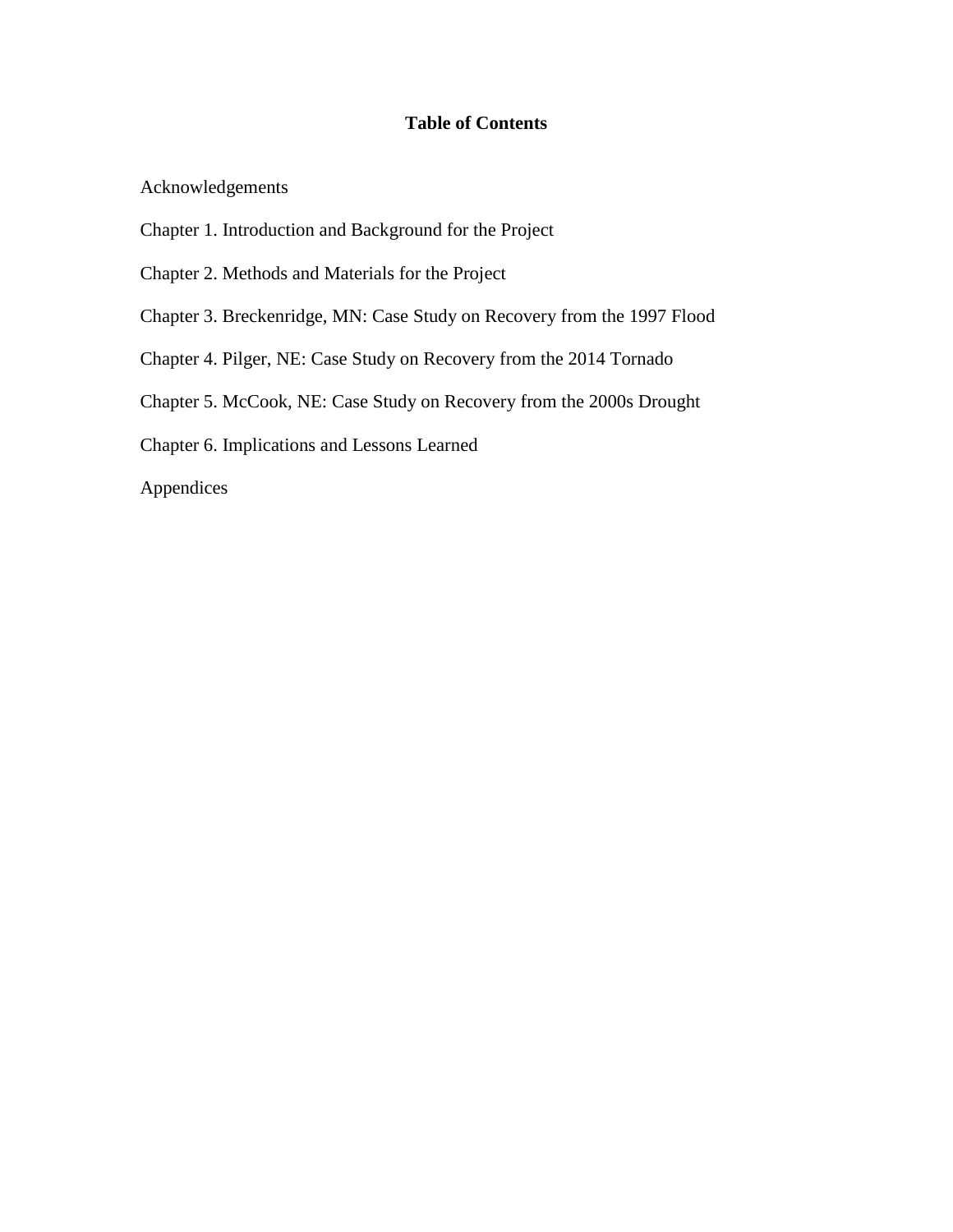**Table of Contents**

Acknowledgements

Chapter 1. Introduction and Background for the Project

Chapter 2. Methods and Materials for the Project

Chapter 3. Breckenridge, MN: Case Study on Recovery from the 1997 Flood

Chapter 4. Pilger, NE: Case Study on Recovery from the 2014 Tornado

Chapter 5. McCook, NE: Case Study on Recovery from the 2000s Drought

Chapter 6. Implications and Lessons Learned

Appendices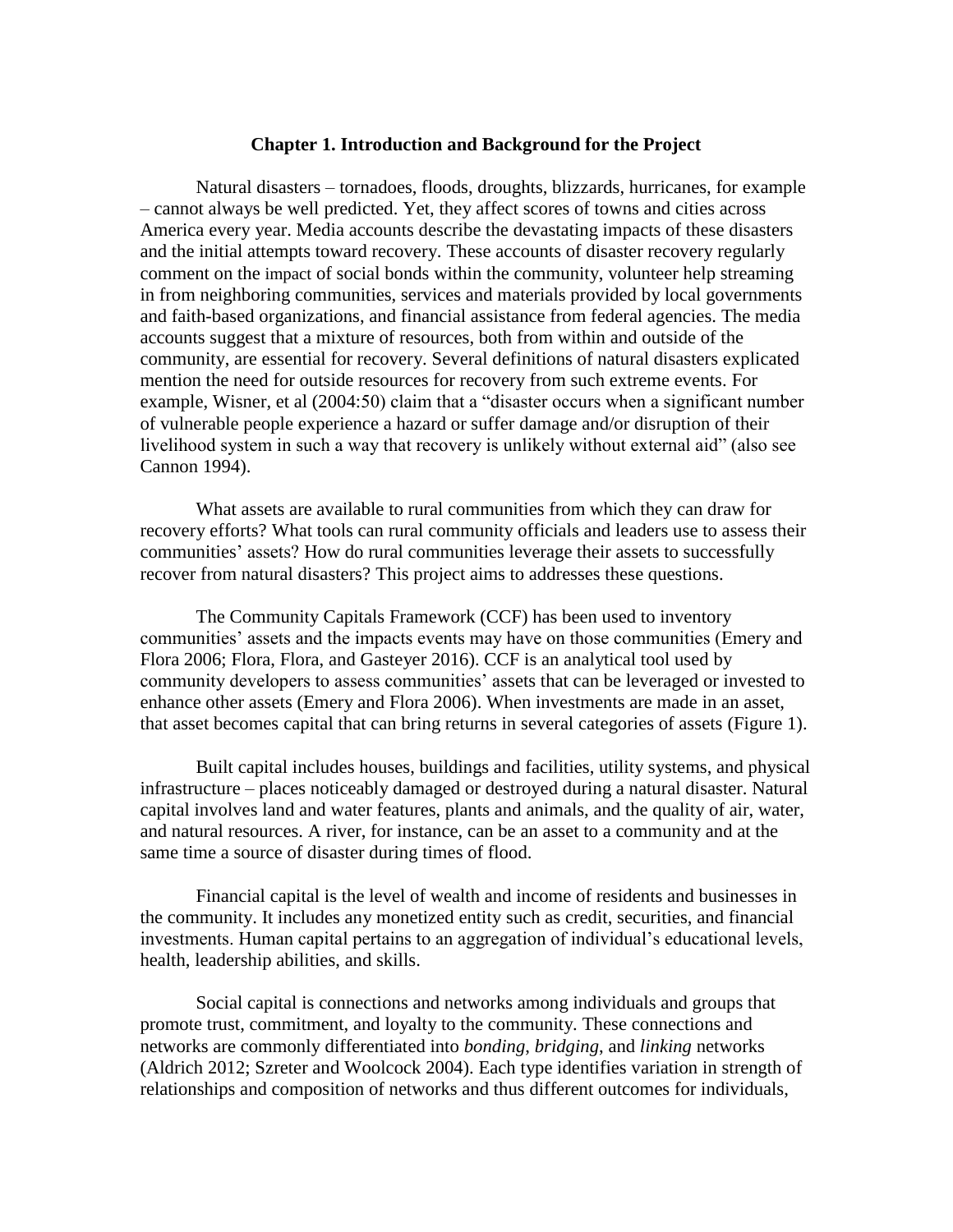# Chapter 1. Introduction and Background for the Project

Natural disasters – tornadoes, floods, droughts, blizzards, hurricanes, for example – cannot always be well predicted. Yet, they affect scores of towns and cities across America every year. Media accounts describe the devastating impacts of these disasters and the initial attempts toward recovery. These accounts of disaster recovery regularly comment on the impact of social bonds within the community, volunteer help streaming in from neighboring communities, services and materials provided by local governments and faith-based organizations, and financial assistance from federal agencies. The media accounts suggest that a mixture of resources, both from within and outside of the community, are essential for recovery. Several definitions of natural disasters explicated mention the need for outside resources for recovery from such extreme events. For example, Wisner, et al (2004:50) claim that a "disaster occurs when a significant number of vulnerable people experience a hazard or suffer damage and/or disruption of their livelihood system in such a way that recovery is unlikely without external aid" (also see Cannon 1994).

What assets are available to rural communities from which they can draw for recovery efforts? What tools can rural community officials and leaders use to assess their communities' assets? How do rural communities leverage their assets to successfully recover from natural disasters? This project aims to addresses these questions.

The Community Capitals Framework (CCF) has been used to inventory communities' assets and the impacts events may have on those communities (Emery and Flora 2006; Flora, Flora, and Gasteyer 2016). CCF is an analytical tool used by community developers to assess communities' assets that can be leveraged or invested to enhance other assets (Emery and Flora 2006). When investments are made in an asset, that asset becomes capital that can bring returns in several categories of assets (Figure 1).

Built capital includes houses, buildings and facilities, utility systems, and physical infrastructure – places noticeably damaged or destroyed during a natural disaster. Natural capital involves land and water features, plants and animals, and the quality of air, water, and natural resources. A river, for instance, can be an asset to a community and at the same time a source of disaster during times of flood.

Financial capital is the level of wealth and income of residents and businesses in the community. It includes any monetized entity such as credit, securities, and financial investments. Human capital pertains to an aggregation of individual's educational levels, health, leadership abilities, and skills.

Social capital is connections and networks among individuals and groups that promote trust, commitment, and loyalty to the community. These connections and networks are commonly differentiated into *bonding*, *bridging*, and *linking* networks (Aldrich 2012; Szreter and Woolcock 2004). Each type identifies variation in strength of relationships and composition of networks and thus different outcomes for individuals,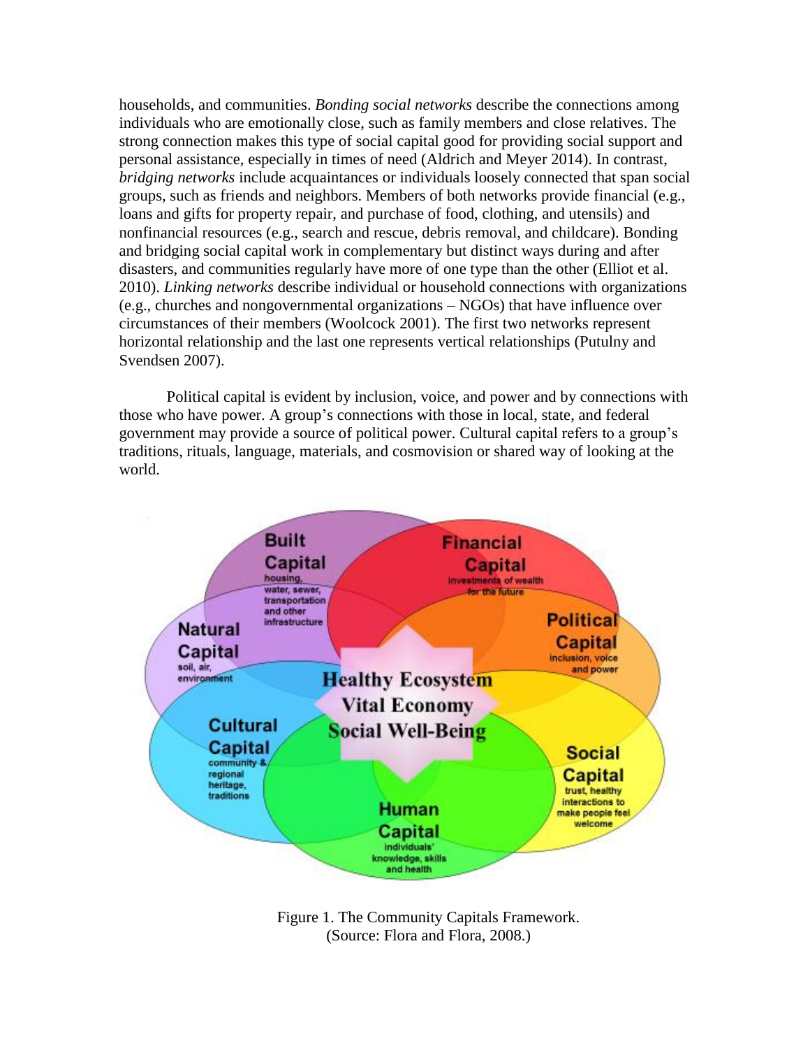households, and communities. *Bonding social networks* describe the connections among individuals who are emotionally close, such as family members and close relatives. The strong connection makes this type of social capital good for providing social support and personal assistance, especially in times of need (Aldrich and Meyer 2014). In contrast, *bridging networks* include acquaintances or individuals loosely connected that span social groups, such as friends and neighbors. Members of both networks provide financial (e.g., loans and gifts for property repair, and purchase of food, clothing, and utensils) and nonfinancial resources (e.g., search and rescue, debris removal, and childcare). Bonding and bridging social capital work in complementary but distinct ways during and after disasters, and communities regularly have more of one type than the other (Elliot et al. 2010). *Linking networks* describe individual or household connections with organizations (e.g., churches and nongovernmental organizations – NGOs) that have influence over circumstances of their members (Woolcock 2001). The first two networks represent horizontal relationship and the last one represents vertical relationships (Putulny and Svendsen 2007).

Political capital is evident by inclusion, voice, and power and by connections with those who have power. A group's connections with those in local, state, and federal government may provide a source of political power. Cultural capital refers to a group's traditions, rituals, language, materials, and cosmovision or shared way of looking at the world.

Figure 1. The Community Capitals Framework.
(Source: Flora and Flora, 2008.)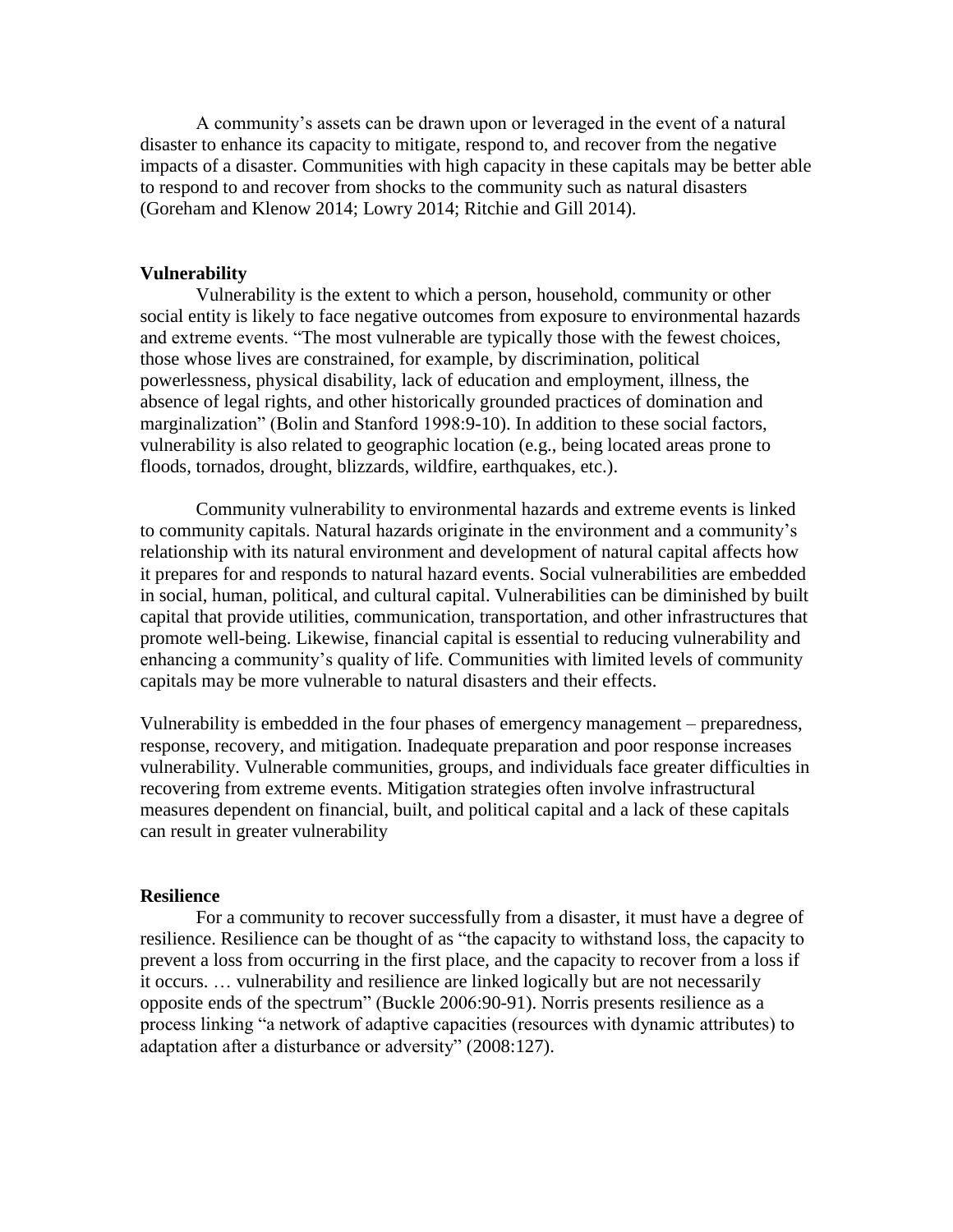A community's assets can be drawn upon or leveraged in the event of a natural disaster to enhance its capacity to mitigate, respond to, and recover from the negative impacts of a disaster. Communities with high capacity in these capitals may be better able to respond to and recover from shocks to the community such as natural disasters (Goreham and Klenow 2014; Lowry 2014; Ritchie and Gill 2014).

**Vulnerability**

Vulnerability is the extent to which a person, household, community or other social entity is likely to face negative outcomes from exposure to environmental hazards and extreme events. "The most vulnerable are typically those with the fewest choices, those whose lives are constrained, for example, by discrimination, political powerlessness, physical disability, lack of education and employment, illness, the absence of legal rights, and other historically grounded practices of domination and marginalization" (Bolin and Stanford 1998:9-10). In addition to these social factors, vulnerability is also related to geographic location (e.g., being located areas prone to floods, tornados, drought, blizzards, wildfire, earthquakes, etc.).

Community vulnerability to environmental hazards and extreme events is linked to community capitals. Natural hazards originate in the environment and a community's relationship with its natural environment and development of natural capital affects how it prepares for and responds to natural hazard events. Social vulnerabilities are embedded in social, human, political, and cultural capital. Vulnerabilities can be diminished by built capital that provide utilities, communication, transportation, and other infrastructures that promote well-being. Likewise, financial capital is essential to reducing vulnerability and enhancing a community's quality of life. Communities with limited levels of community capitals may be more vulnerable to natural disasters and their effects.

Vulnerability is embedded in the four phases of emergency management – preparedness, response, recovery, and mitigation. Inadequate preparation and poor response increases vulnerability. Vulnerable communities, groups, and individuals face greater difficulties in recovering from extreme events. Mitigation strategies often involve infrastructural measures dependent on financial, built, and political capital and a lack of these capitals can result in greater vulnerability

**Resilience**

For a community to recover successfully from a disaster, it must have a degree of resilience. Resilience can be thought of as "the capacity to withstand loss, the capacity to prevent a loss from occurring in the first place, and the capacity to recover from a loss if it occurs. … vulnerability and resilience are linked logically but are not necessarily opposite ends of the spectrum" (Buckle 2006:90-91). Norris presents resilience as a process linking "a network of adaptive capacities (resources with dynamic attributes) to adaptation after a disturbance or adversity" (2008:127).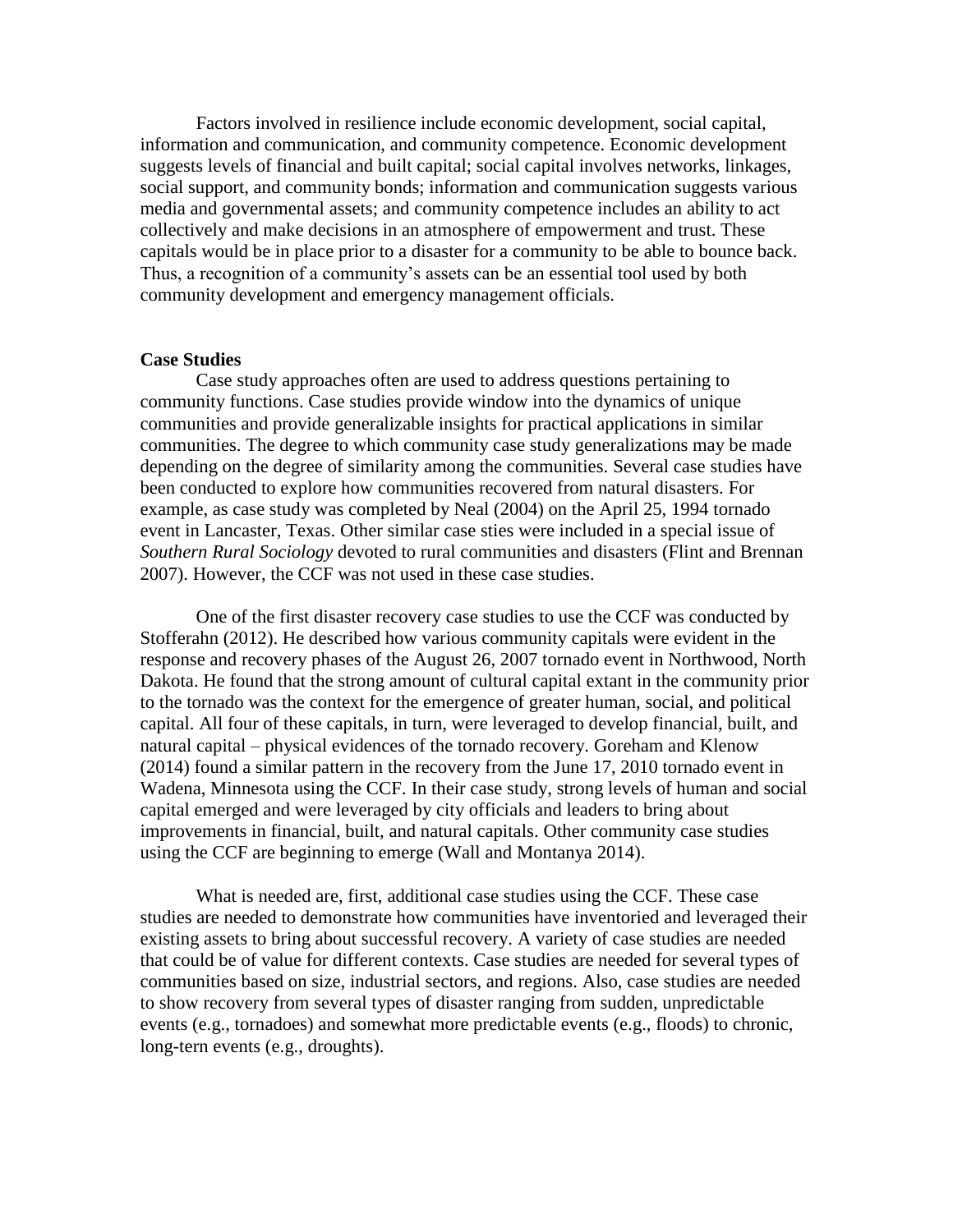Factors involved in resilience include economic development, social capital, information and communication, and community competence. Economic development suggests levels of financial and built capital; social capital involves networks, linkages, social support, and community bonds; information and communication suggests various media and governmental assets; and community competence includes an ability to act collectively and make decisions in an atmosphere of empowerment and trust. These capitals would be in place prior to a disaster for a community to be able to bounce back. Thus, a recognition of a community's assets can be an essential tool used by both community development and emergency management officials.

**Case Studies**

Case study approaches often are used to address questions pertaining to community functions. Case studies provide window into the dynamics of unique communities and provide generalizable insights for practical applications in similar communities. The degree to which community case study generalizations may be made depending on the degree of similarity among the communities. Several case studies have been conducted to explore how communities recovered from natural disasters. For example, as case study was completed by Neal (2004) on the April 25, 1994 tornado event in Lancaster, Texas. Other similar case sties were included in a special issue of *Southern Rural Sociology* devoted to rural communities and disasters (Flint and Brennan 2007). However, the CCF was not used in these case studies.

One of the first disaster recovery case studies to use the CCF was conducted by Stofferahn (2012). He described how various community capitals were evident in the response and recovery phases of the August 26, 2007 tornado event in Northwood, North Dakota. He found that the strong amount of cultural capital extant in the community prior to the tornado was the context for the emergence of greater human, social, and political capital. All four of these capitals, in turn, were leveraged to develop financial, built, and natural capital – physical evidences of the tornado recovery. Goreham and Klenow (2014) found a similar pattern in the recovery from the June 17, 2010 tornado event in Wadena, Minnesota using the CCF. In their case study, strong levels of human and social capital emerged and were leveraged by city officials and leaders to bring about improvements in financial, built, and natural capitals. Other community case studies using the CCF are beginning to emerge (Wall and Montanya 2014).

What is needed are, first, additional case studies using the CCF. These case studies are needed to demonstrate how communities have inventoried and leveraged their existing assets to bring about successful recovery. A variety of case studies are needed that could be of value for different contexts. Case studies are needed for several types of communities based on size, industrial sectors, and regions. Also, case studies are needed to show recovery from several types of disaster ranging from sudden, unpredictable events (e.g., tornadoes) and somewhat more predictable events (e.g., floods) to chronic, long-tern events (e.g., droughts).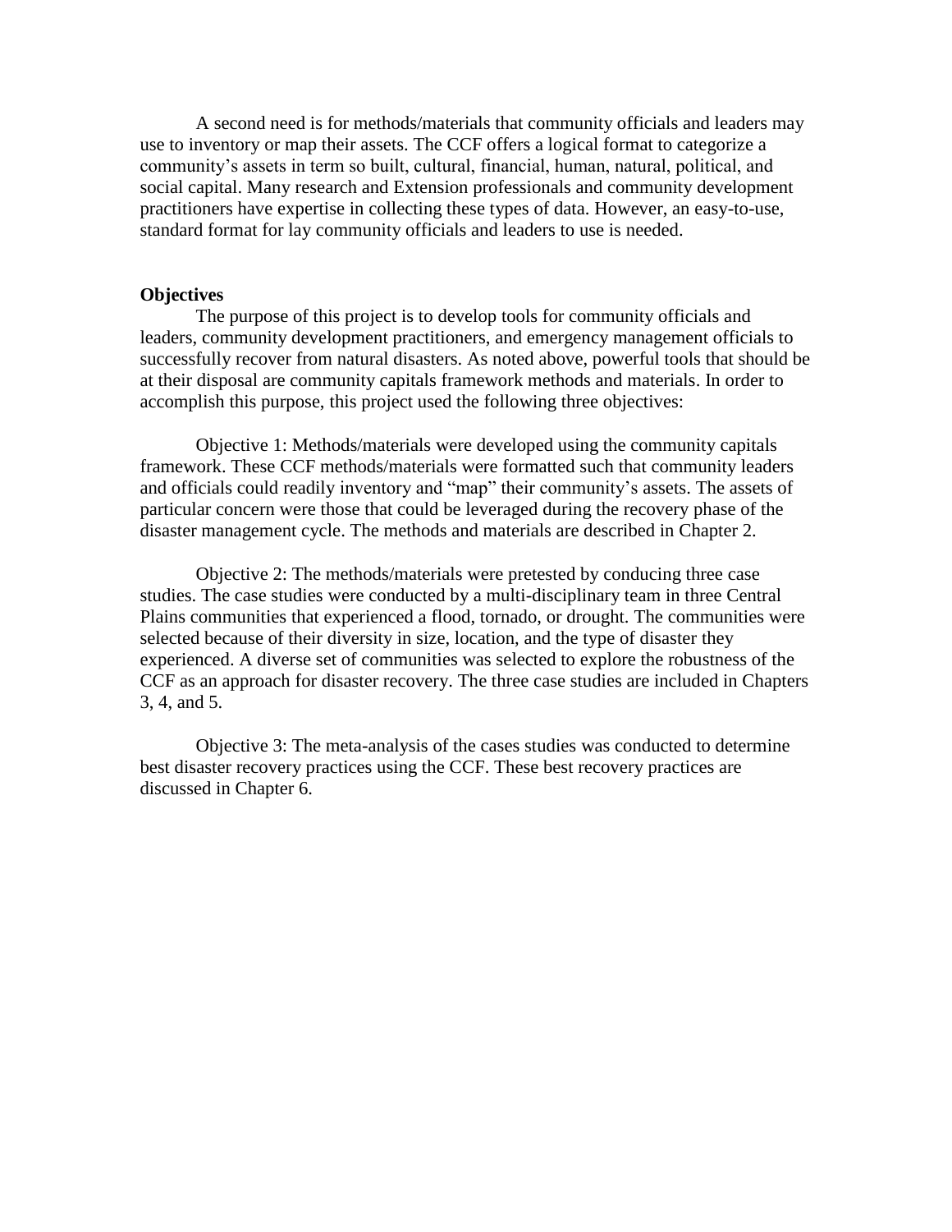A second need is for methods/materials that community officials and leaders may use to inventory or map their assets. The CCF offers a logical format to categorize a community's assets in term so built, cultural, financial, human, natural, political, and social capital. Many research and Extension professionals and community development practitioners have expertise in collecting these types of data. However, an easy-to-use, standard format for lay community officials and leaders to use is needed.

**Objectives**

The purpose of this project is to develop tools for community officials and leaders, community development practitioners, and emergency management officials to successfully recover from natural disasters. As noted above, powerful tools that should be at their disposal are community capitals framework methods and materials. In order to accomplish this purpose, this project used the following three objectives:

Objective 1: Methods/materials were developed using the community capitals framework. These CCF methods/materials were formatted such that community leaders and officials could readily inventory and "map" their community's assets. The assets of particular concern were those that could be leveraged during the recovery phase of the disaster management cycle. The methods and materials are described in Chapter 2.

Objective 2: The methods/materials were pretested by conducing three case studies. The case studies were conducted by a multi-disciplinary team in three Central Plains communities that experienced a flood, tornado, or drought. The communities were selected because of their diversity in size, location, and the type of disaster they experienced. A diverse set of communities was selected to explore the robustness of the CCF as an approach for disaster recovery. The three case studies are included in Chapters 3, 4, and 5.

Objective 3: The meta-analysis of the cases studies was conducted to determine best disaster recovery practices using the CCF. These best recovery practices are discussed in Chapter 6.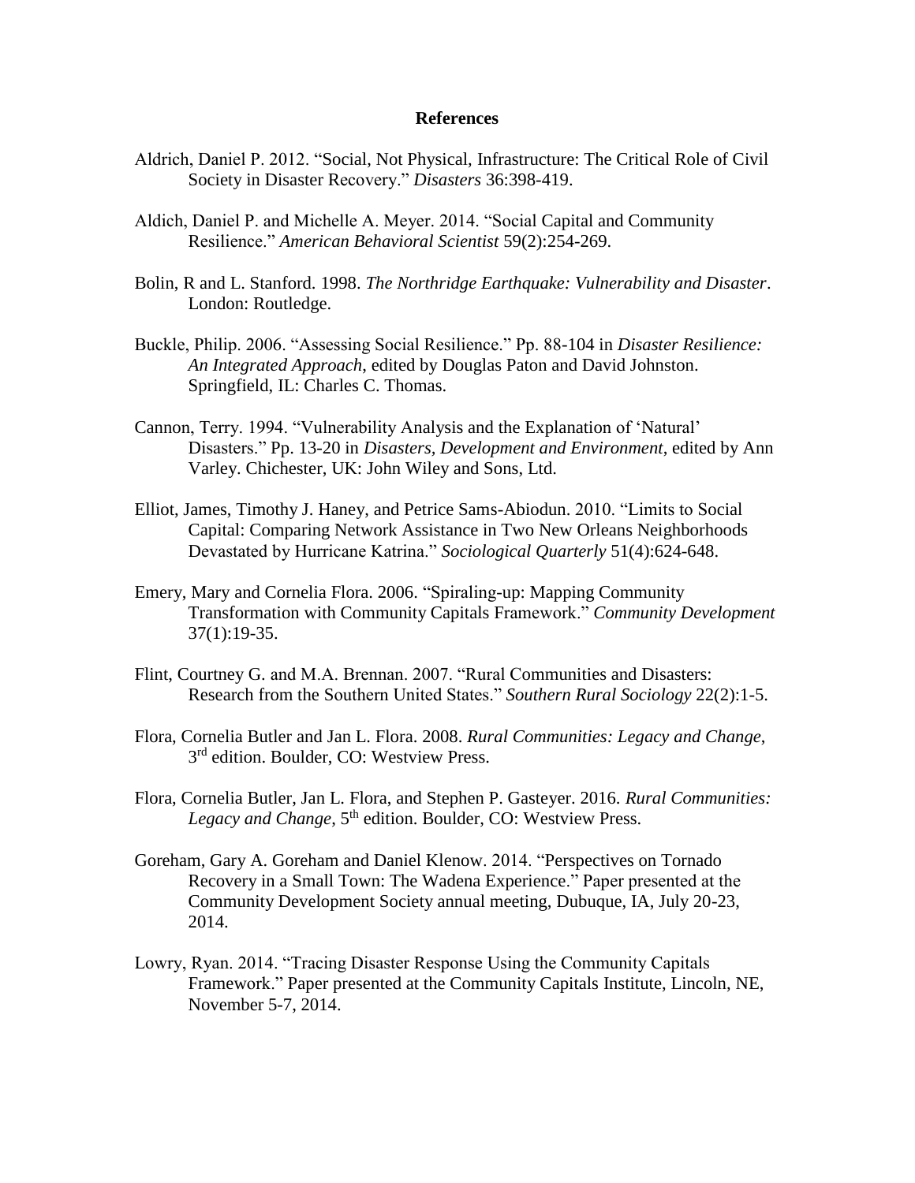**References**

Aldrich, Daniel P. 2012. "Social, Not Physical, Infrastructure: The Critical Role of Civil Society in Disaster Recovery." *Disasters* 36:398-419.

Aldich, Daniel P. and Michelle A. Meyer. 2014. "Social Capital and Community Resilience." *American Behavioral Scientist* 59(2):254-269.

Bolin, R and L. Stanford. 1998. *The Northridge Earthquake: Vulnerability and Disaster*. London: Routledge.

Buckle, Philip. 2006. "Assessing Social Resilience." Pp. 88-104 in *Disaster Resilience: An Integrated Approach*, edited by Douglas Paton and David Johnston. Springfield, IL: Charles C. Thomas.

Cannon, Terry. 1994. "Vulnerability Analysis and the Explanation of 'Natural' Disasters." Pp. 13-20 in *Disasters, Development and Environment*, edited by Ann Varley. Chichester, UK: John Wiley and Sons, Ltd.

Elliot, James, Timothy J. Haney, and Petrice Sams-Abiodun. 2010. "Limits to Social Capital: Comparing Network Assistance in Two New Orleans Neighborhoods Devastated by Hurricane Katrina." *Sociological Quarterly* 51(4):624-648.

Emery, Mary and Cornelia Flora. 2006. "Spiraling-up: Mapping Community Transformation with Community Capitals Framework." *Community Development* 37(1):19-35.

Flint, Courtney G. and M.A. Brennan. 2007. "Rural Communities and Disasters: Research from the Southern United States." *Southern Rural Sociology* 22(2):1-5.

Flora, Cornelia Butler and Jan L. Flora. 2008. *Rural Communities: Legacy and Change*, 3rd edition. Boulder, CO: Westview Press.

Flora, Cornelia Butler, Jan L. Flora, and Stephen P. Gasteyer. 2016. *Rural Communities: Legacy and Change*, 5th edition. Boulder, CO: Westview Press.

Goreham, Gary A. Goreham and Daniel Klenow. 2014. "Perspectives on Tornado Recovery in a Small Town: The Wadena Experience." Paper presented at the Community Development Society annual meeting, Dubuque, IA, July 20-23, 2014.

Lowry, Ryan. 2014. "Tracing Disaster Response Using the Community Capitals Framework." Paper presented at the Community Capitals Institute, Lincoln, NE, November 5-7, 2014.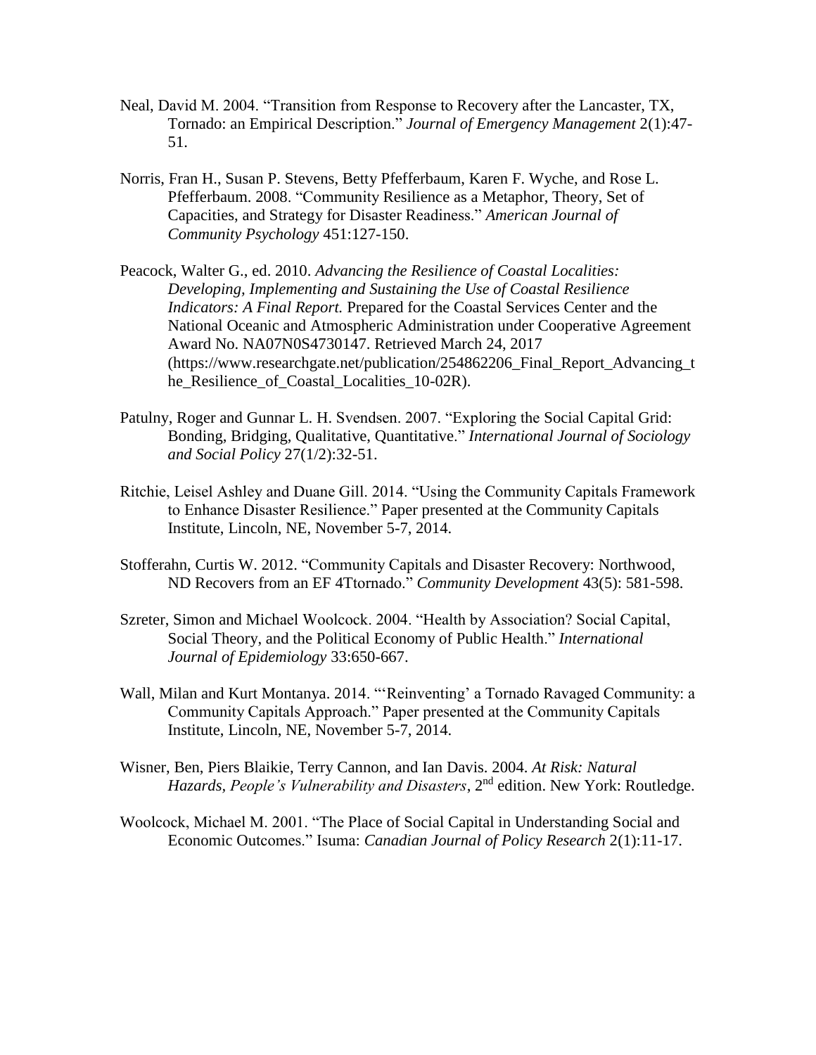Neal, David M. 2004. "Transition from Response to Recovery after the Lancaster, TX, Tornado: an Empirical Description." *Journal of Emergency Management* 2(1):47-51.

Norris, Fran H., Susan P. Stevens, Betty Pfefferbaum, Karen F. Wyche, and Rose L. Pfefferbaum. 2008. "Community Resilience as a Metaphor, Theory, Set of Capacities, and Strategy for Disaster Readiness." *American Journal of Community Psychology* 451:127-150.

Peacock, Walter G., ed. 2010. *Advancing the Resilience of Coastal Localities: Developing, Implementing and Sustaining the Use of Coastal Resilience Indicators: A Final Report.* Prepared for the Coastal Services Center and the National Oceanic and Atmospheric Administration under Cooperative Agreement Award No. NA07N0S4730147. Retrieved March 24, 2017 (https://www.researchgate.net/publication/254862206_Final_Report_Advancing_the_Resilience_of_Coastal_Localities_10-02R).

Patulny, Roger and Gunnar L. H. Svendsen. 2007. "Exploring the Social Capital Grid: Bonding, Bridging, Qualitative, Quantitative." *International Journal of Sociology and Social Policy* 27(1/2):32-51.

Ritchie, Leisel Ashley and Duane Gill. 2014. "Using the Community Capitals Framework to Enhance Disaster Resilience." Paper presented at the Community Capitals Institute, Lincoln, NE, November 5-7, 2014.

Stofferahn, Curtis W. 2012. "Community Capitals and Disaster Recovery: Northwood, ND Recovers from an EF 4Ttornado." *Community Development* 43(5): 581-598.

Szreter, Simon and Michael Woolcock. 2004. "Health by Association? Social Capital, Social Theory, and the Political Economy of Public Health." *International Journal of Epidemiology* 33:650-667.

Wall, Milan and Kurt Montanya. 2014. "'Reinventing' a Tornado Ravaged Community: a Community Capitals Approach." Paper presented at the Community Capitals Institute, Lincoln, NE, November 5-7, 2014.

Wisner, Ben, Piers Blaikie, Terry Cannon, and Ian Davis. 2004. *At Risk: Natural Hazards, People's Vulnerability and Disasters*, 2nd edition. New York: Routledge.

Woolcock, Michael M. 2001. "The Place of Social Capital in Understanding Social and Economic Outcomes." Isuma: *Canadian Journal of Policy Research* 2(1):11-17.